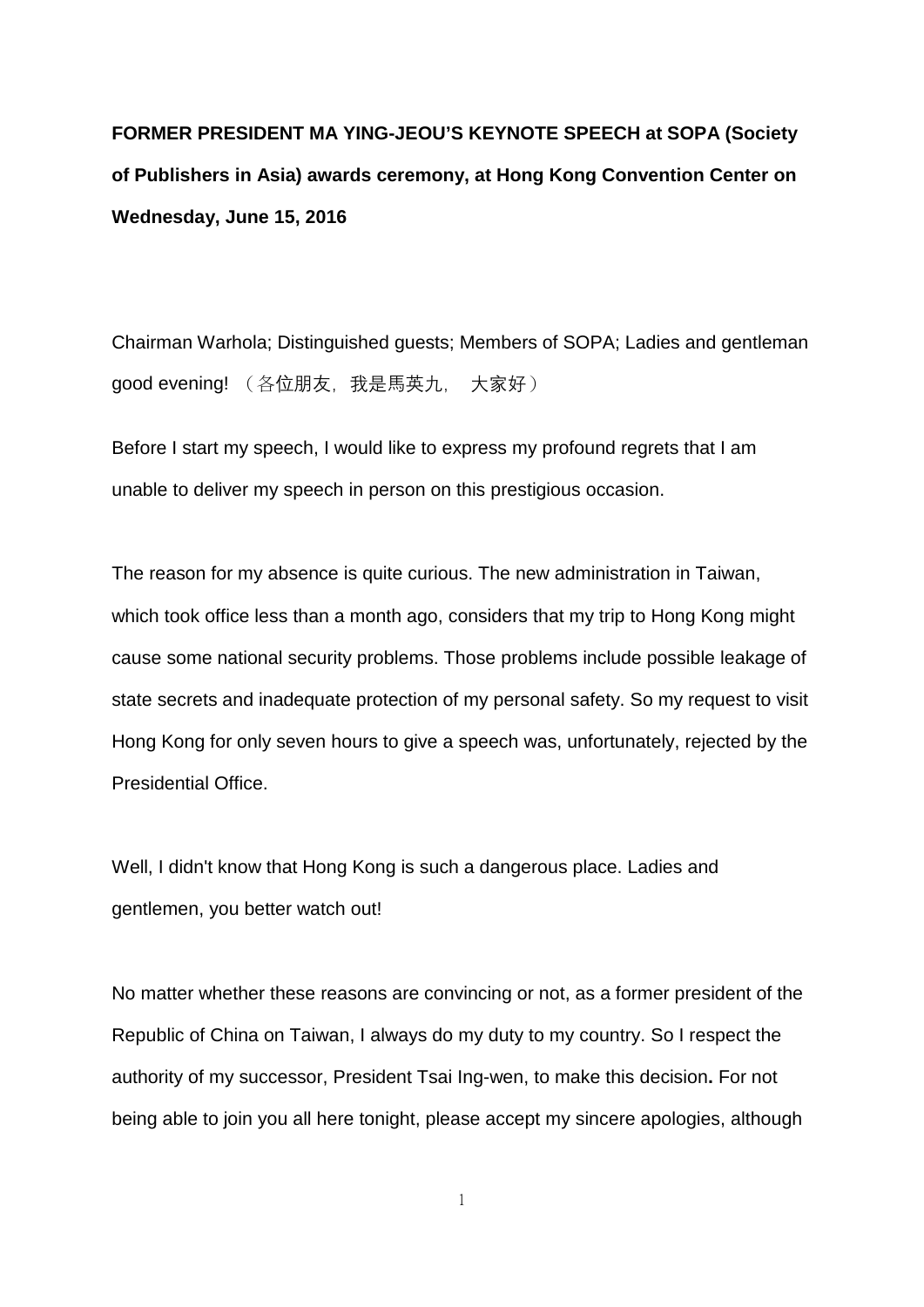**FORMER PRESIDENT MA YING-JEOU'S KEYNOTE SPEECH at SOPA (Society of Publishers in Asia) awards ceremony, at Hong Kong Convention Center on Wednesday, June 15, 2016**

Chairman Warhola; Distinguished guests; Members of SOPA; Ladies and gentleman good evening! （各位朋友，我是馬英九， 大家好）

Before I start my speech, I would like to express my profound regrets that I am unable to deliver my speech in person on this prestigious occasion.

The reason for my absence is quite curious. The new administration in Taiwan, which took office less than a month ago, considers that my trip to Hong Kong might cause some national security problems. Those problems include possible leakage of state secrets and inadequate protection of my personal safety. So my request to visit Hong Kong for only seven hours to give a speech was, unfortunately, rejected by the Presidential Office.

Well, I didn't know that Hong Kong is such a dangerous place. Ladies and gentlemen, you better watch out!

No matter whether these reasons are convincing or not, as a former president of the Republic of China on Taiwan, I always do my duty to my country. So I respect the authority of my successor, President Tsai Ing-wen, to make this decision**.** For not being able to join you all here tonight, please accept my sincere apologies, although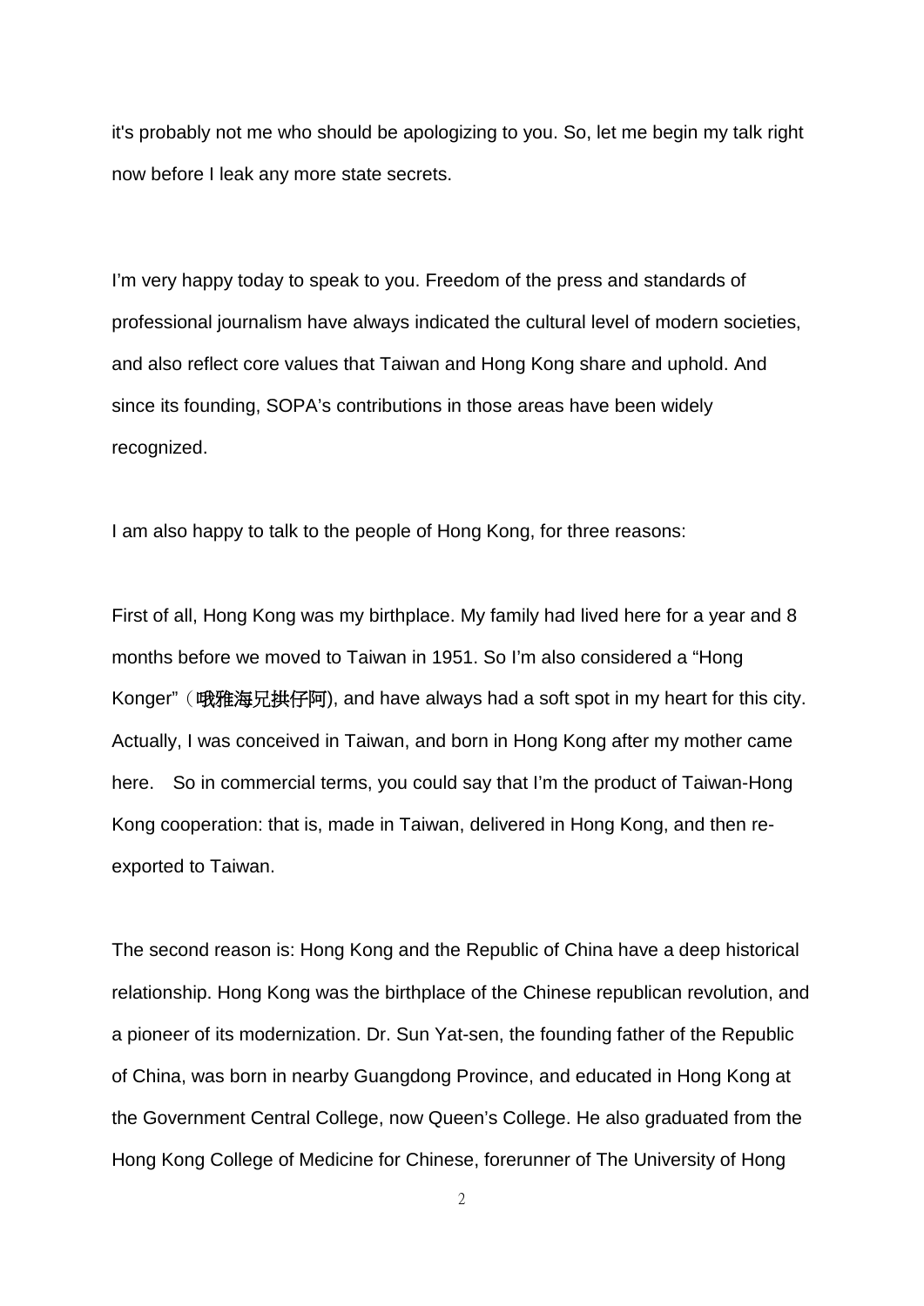it's probably not me who should be apologizing to you. So, let me begin my talk right now before I leak any more state secrets.

I'm very happy today to speak to you. Freedom of the press and standards of professional journalism have always indicated the cultural level of modern societies, and also reflect core values that Taiwan and Hong Kong share and uphold. And since its founding, SOPA's contributions in those areas have been widely recognized.

I am also happy to talk to the people of Hong Kong, for three reasons:

First of all, Hong Kong was my birthplace. My family had lived here for a year and 8 months before we moved to Taiwan in 1951. So I'm also considered a "Hong Konger"（哦雅海冗拱仔阿), and have always had a soft spot in my heart for this city. Actually, I was conceived in Taiwan, and born in Hong Kong after my mother came here.  So in commercial terms, you could say that I'm the product of Taiwan-Hong Kong cooperation: that is, made in Taiwan, delivered in Hong Kong, and then re-exported to Taiwan.

The second reason is: Hong Kong and the Republic of China have a deep historical relationship. Hong Kong was the birthplace of the Chinese republican revolution, and a pioneer of its modernization. Dr. Sun Yat-sen, the founding father of the Republic of China, was born in nearby Guangdong Province, and educated in Hong Kong at the Government Central College, now Queen's College. He also graduated from the Hong Kong College of Medicine for Chinese, forerunner of The University of Hong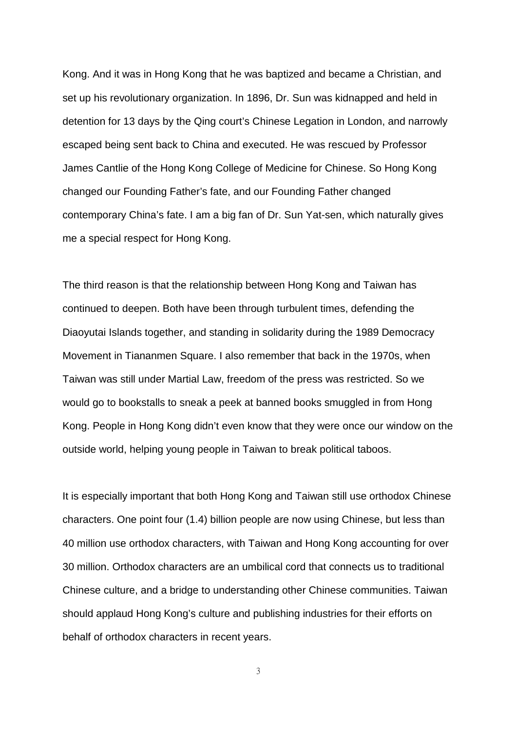Kong. And it was in Hong Kong that he was baptized and became a Christian, and set up his revolutionary organization. In 1896, Dr. Sun was kidnapped and held in detention for 13 days by the Qing court's Chinese Legation in London, and narrowly escaped being sent back to China and executed. He was rescued by Professor James Cantlie of the Hong Kong College of Medicine for Chinese. So Hong Kong changed our Founding Father's fate, and our Founding Father changed contemporary China's fate. I am a big fan of Dr. Sun Yat-sen, which naturally gives me a special respect for Hong Kong.

The third reason is that the relationship between Hong Kong and Taiwan has continued to deepen. Both have been through turbulent times, defending the Diaoyutai Islands together, and standing in solidarity during the 1989 Democracy Movement in Tiananmen Square. I also remember that back in the 1970s, when Taiwan was still under Martial Law, freedom of the press was restricted. So we would go to bookstalls to sneak a peek at banned books smuggled in from Hong Kong. People in Hong Kong didn't even know that they were once our window on the outside world, helping young people in Taiwan to break political taboos.

It is especially important that both Hong Kong and Taiwan still use orthodox Chinese characters. One point four (1.4) billion people are now using Chinese, but less than 40 million use orthodox characters, with Taiwan and Hong Kong accounting for over 30 million. Orthodox characters are an umbilical cord that connects us to traditional Chinese culture, and a bridge to understanding other Chinese communities. Taiwan should applaud Hong Kong's culture and publishing industries for their efforts on behalf of orthodox characters in recent years.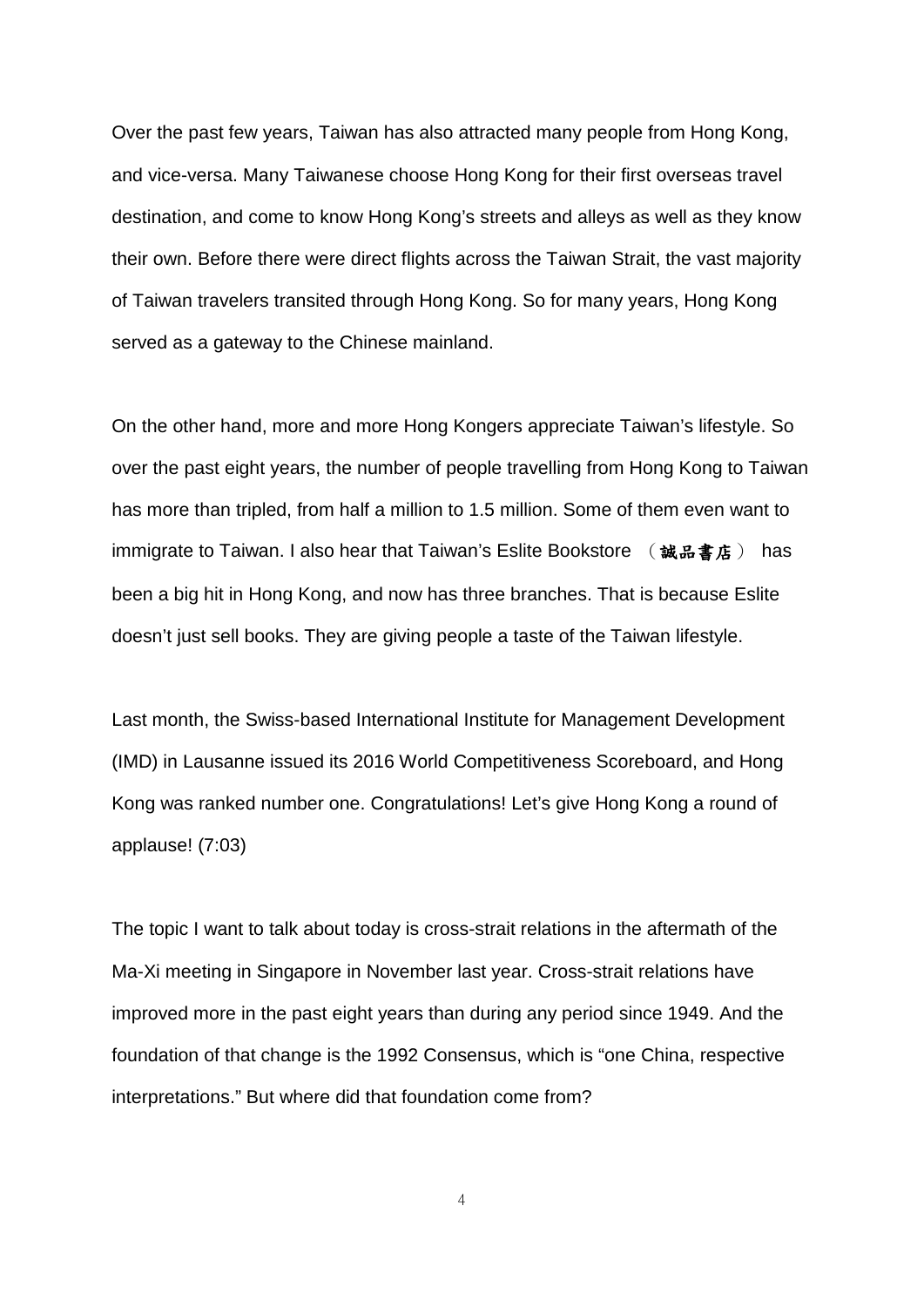Over the past few years, Taiwan has also attracted many people from Hong Kong, and vice-versa. Many Taiwanese choose Hong Kong for their first overseas travel destination, and come to know Hong Kong's streets and alleys as well as they know their own. Before there were direct flights across the Taiwan Strait, the vast majority of Taiwan travelers transited through Hong Kong. So for many years, Hong Kong served as a gateway to the Chinese mainland.

On the other hand, more and more Hong Kongers appreciate Taiwan's lifestyle. So over the past eight years, the number of people travelling from Hong Kong to Taiwan has more than tripled, from half a million to 1.5 million. Some of them even want to immigrate to Taiwan. I also hear that Taiwan's Eslite Bookstore （誠品書店） has been a big hit in Hong Kong, and now has three branches. That is because Eslite doesn't just sell books. They are giving people a taste of the Taiwan lifestyle.

Last month, the Swiss-based International Institute for Management Development (IMD) in Lausanne issued its 2016 World Competitiveness Scoreboard, and Hong Kong was ranked number one. Congratulations! Let's give Hong Kong a round of applause! (7:03)

The topic I want to talk about today is cross-strait relations in the aftermath of the Ma-Xi meeting in Singapore in November last year. Cross-strait relations have improved more in the past eight years than during any period since 1949. And the foundation of that change is the 1992 Consensus, which is "one China, respective interpretations." But where did that foundation come from?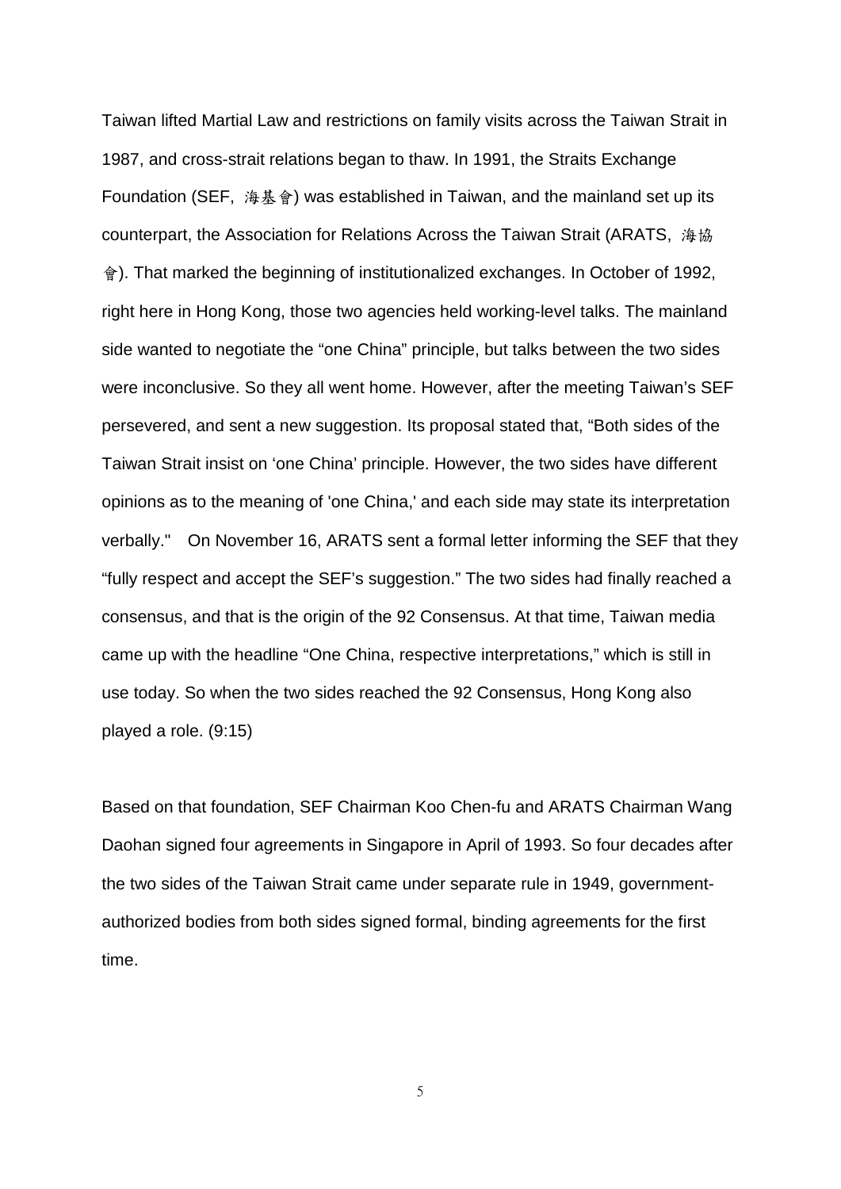Taiwan lifted Martial Law and restrictions on family visits across the Taiwan Strait in 1987, and cross-strait relations began to thaw. In 1991, the Straits Exchange Foundation (SEF, 海基會) was established in Taiwan, and the mainland set up its counterpart, the Association for Relations Across the Taiwan Strait (ARATS, 海協會). That marked the beginning of institutionalized exchanges. In October of 1992, right here in Hong Kong, those two agencies held working-level talks. The mainland side wanted to negotiate the "one China" principle, but talks between the two sides were inconclusive. So they all went home. However, after the meeting Taiwan's SEF persevered, and sent a new suggestion. Its proposal stated that, "Both sides of the Taiwan Strait insist on 'one China' principle. However, the two sides have different opinions as to the meaning of 'one China,' and each side may state its interpretation verbally." On November 16, ARATS sent a formal letter informing the SEF that they "fully respect and accept the SEF's suggestion." The two sides had finally reached a consensus, and that is the origin of the 92 Consensus. At that time, Taiwan media came up with the headline "One China, respective interpretations," which is still in use today. So when the two sides reached the 92 Consensus, Hong Kong also played a role. (9:15)

Based on that foundation, SEF Chairman Koo Chen-fu and ARATS Chairman Wang Daohan signed four agreements in Singapore in April of 1993. So four decades after the two sides of the Taiwan Strait came under separate rule in 1949, government-authorized bodies from both sides signed formal, binding agreements for the first time.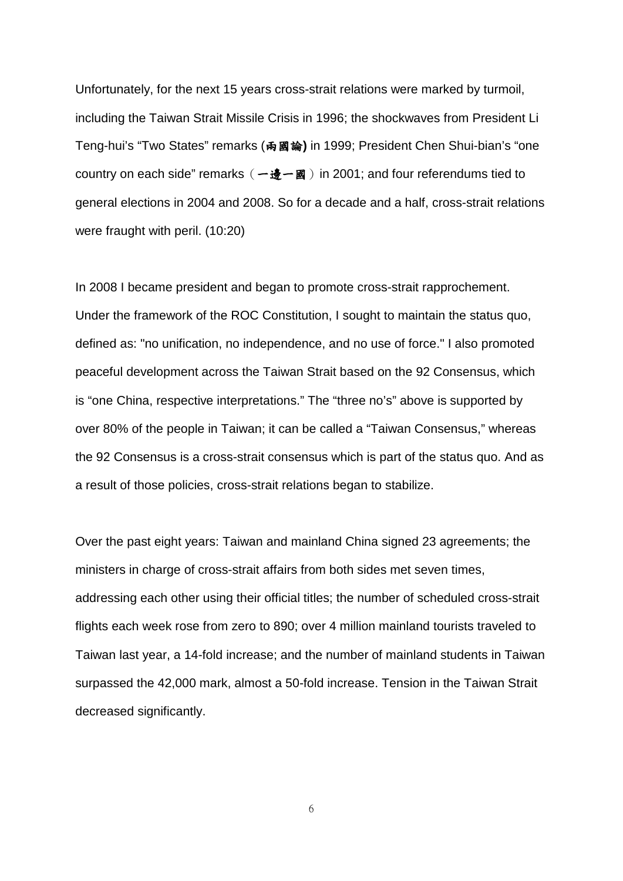Unfortunately, for the next 15 years cross-strait relations were marked by turmoil, including the Taiwan Strait Missile Crisis in 1996; the shockwaves from President Li Teng-hui's "Two States" remarks (**兩國論**) in 1999; President Chen Shui-bian's "one country on each side" remarks（**一邊一國**）in 2001; and four referendums tied to general elections in 2004 and 2008. So for a decade and a half, cross-strait relations were fraught with peril. (10:20)

In 2008 I became president and began to promote cross-strait rapprochement. Under the framework of the ROC Constitution, I sought to maintain the status quo, defined as: "no unification, no independence, and no use of force." I also promoted peaceful development across the Taiwan Strait based on the 92 Consensus, which is "one China, respective interpretations." The "three no's" above is supported by over 80% of the people in Taiwan; it can be called a "Taiwan Consensus," whereas the 92 Consensus is a cross-strait consensus which is part of the status quo. And as a result of those policies, cross-strait relations began to stabilize.

Over the past eight years: Taiwan and mainland China signed 23 agreements; the ministers in charge of cross-strait affairs from both sides met seven times, addressing each other using their official titles; the number of scheduled cross-strait flights each week rose from zero to 890; over 4 million mainland tourists traveled to Taiwan last year, a 14-fold increase; and the number of mainland students in Taiwan surpassed the 42,000 mark, almost a 50-fold increase. Tension in the Taiwan Strait decreased significantly.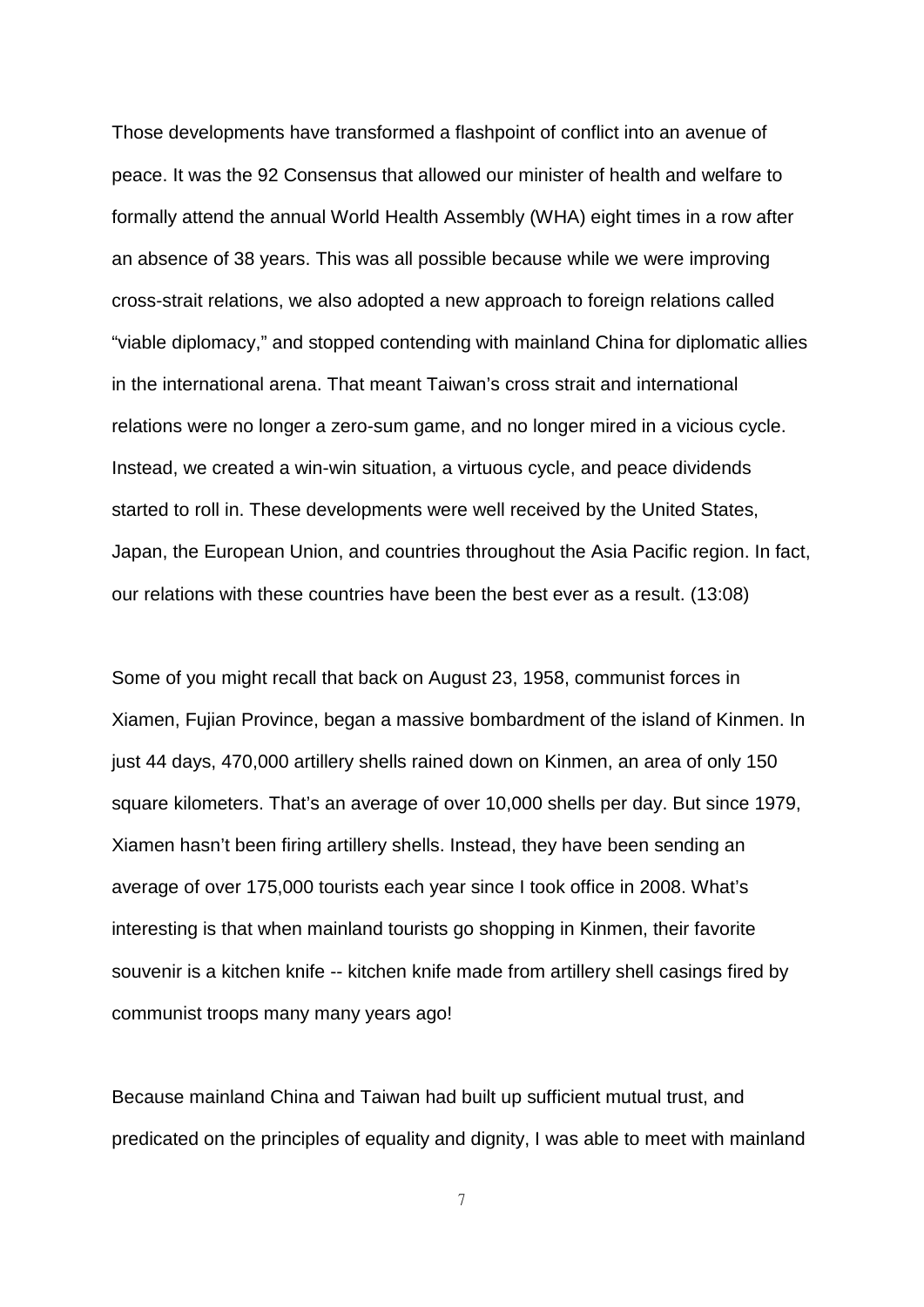Those developments have transformed a flashpoint of conflict into an avenue of peace. It was the 92 Consensus that allowed our minister of health and welfare to formally attend the annual World Health Assembly (WHA) eight times in a row after an absence of 38 years. This was all possible because while we were improving cross-strait relations, we also adopted a new approach to foreign relations called "viable diplomacy," and stopped contending with mainland China for diplomatic allies in the international arena. That meant Taiwan's cross strait and international relations were no longer a zero-sum game, and no longer mired in a vicious cycle. Instead, we created a win-win situation, a virtuous cycle, and peace dividends started to roll in. These developments were well received by the United States, Japan, the European Union, and countries throughout the Asia Pacific region. In fact, our relations with these countries have been the best ever as a result. (13:08)

Some of you might recall that back on August 23, 1958, communist forces in Xiamen, Fujian Province, began a massive bombardment of the island of Kinmen. In just 44 days, 470,000 artillery shells rained down on Kinmen, an area of only 150 square kilometers. That's an average of over 10,000 shells per day. But since 1979, Xiamen hasn't been firing artillery shells. Instead, they have been sending an average of over 175,000 tourists each year since I took office in 2008. What's interesting is that when mainland tourists go shopping in Kinmen, their favorite souvenir is a kitchen knife -- kitchen knife made from artillery shell casings fired by communist troops many many years ago!

Because mainland China and Taiwan had built up sufficient mutual trust, and predicated on the principles of equality and dignity, I was able to meet with mainland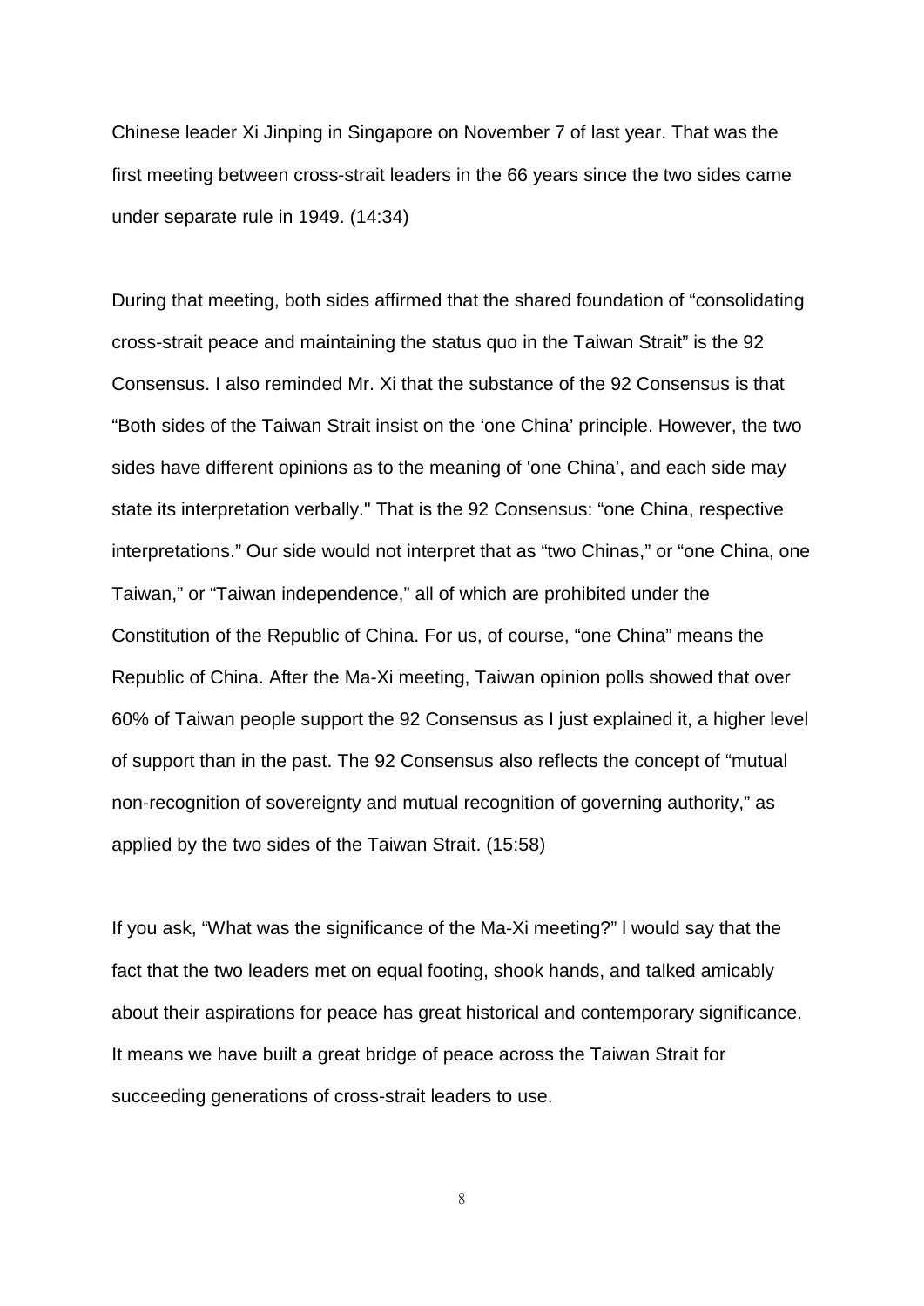Chinese leader Xi Jinping in Singapore on November 7 of last year. That was the first meeting between cross-strait leaders in the 66 years since the two sides came under separate rule in 1949. (14:34)

During that meeting, both sides affirmed that the shared foundation of "consolidating cross-strait peace and maintaining the status quo in the Taiwan Strait" is the 92 Consensus. I also reminded Mr. Xi that the substance of the 92 Consensus is that "Both sides of the Taiwan Strait insist on the 'one China' principle. However, the two sides have different opinions as to the meaning of 'one China', and each side may state its interpretation verbally." That is the 92 Consensus: "one China, respective interpretations." Our side would not interpret that as "two Chinas," or "one China, one Taiwan," or "Taiwan independence," all of which are prohibited under the Constitution of the Republic of China. For us, of course, "one China" means the Republic of China. After the Ma-Xi meeting, Taiwan opinion polls showed that over 60% of Taiwan people support the 92 Consensus as I just explained it, a higher level of support than in the past. The 92 Consensus also reflects the concept of "mutual non-recognition of sovereignty and mutual recognition of governing authority," as applied by the two sides of the Taiwan Strait. (15:58)

If you ask, "What was the significance of the Ma-Xi meeting?" I would say that the fact that the two leaders met on equal footing, shook hands, and talked amicably about their aspirations for peace has great historical and contemporary significance. It means we have built a great bridge of peace across the Taiwan Strait for succeeding generations of cross-strait leaders to use.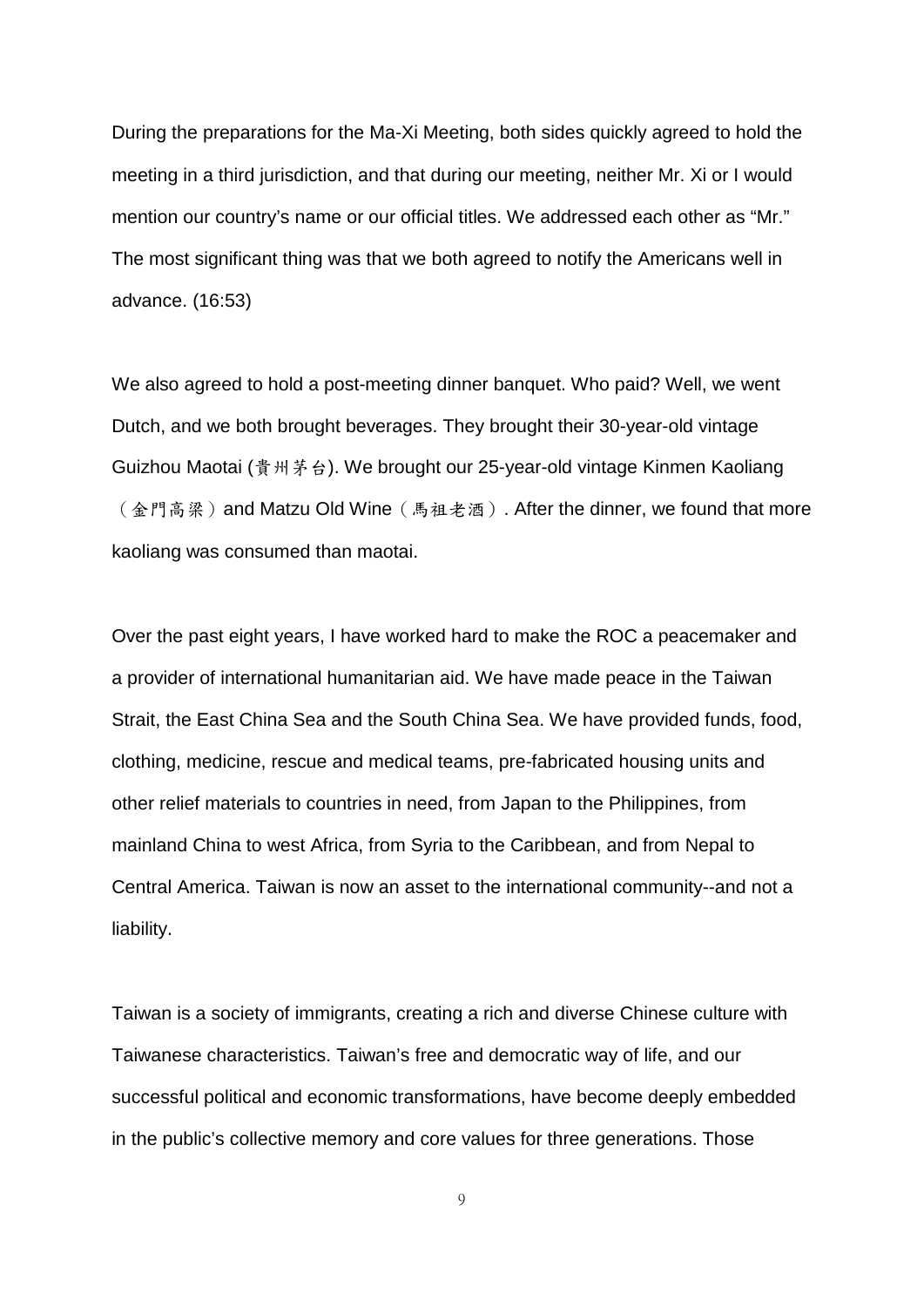During the preparations for the Ma-Xi Meeting, both sides quickly agreed to hold the meeting in a third jurisdiction, and that during our meeting, neither Mr. Xi or I would mention our country's name or our official titles. We addressed each other as "Mr." The most significant thing was that we both agreed to notify the Americans well in advance. (16:53)

We also agreed to hold a post-meeting dinner banquet. Who paid? Well, we went Dutch, and we both brought beverages. They brought their 30-year-old vintage Guizhou Maotai (貴州茅台). We brought our 25-year-old vintage Kinmen Kaoliang（金門高粱）and Matzu Old Wine（馬祖老酒）. After the dinner, we found that more kaoliang was consumed than maotai.

Over the past eight years, I have worked hard to make the ROC a peacemaker and a provider of international humanitarian aid. We have made peace in the Taiwan Strait, the East China Sea and the South China Sea. We have provided funds, food, clothing, medicine, rescue and medical teams, pre-fabricated housing units and other relief materials to countries in need, from Japan to the Philippines, from mainland China to west Africa, from Syria to the Caribbean, and from Nepal to Central America. Taiwan is now an asset to the international community--and not a liability.

Taiwan is a society of immigrants, creating a rich and diverse Chinese culture with Taiwanese characteristics. Taiwan's free and democratic way of life, and our successful political and economic transformations, have become deeply embedded in the public's collective memory and core values for three generations. Those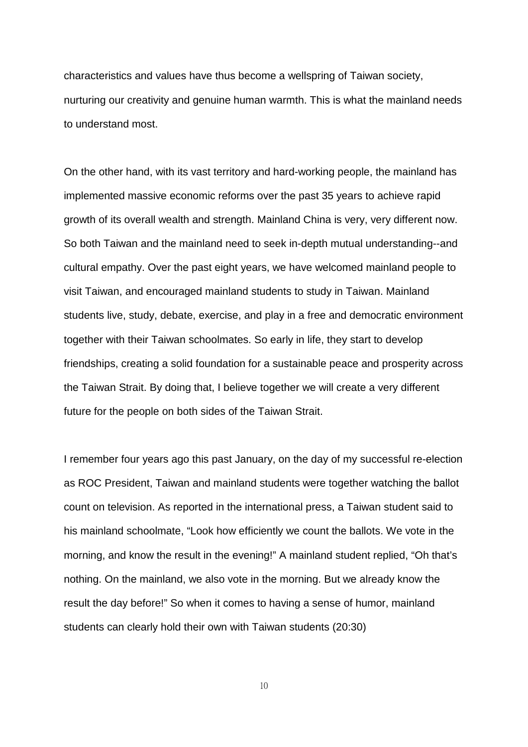characteristics and values have thus become a wellspring of Taiwan society, nurturing our creativity and genuine human warmth. This is what the mainland needs to understand most.

On the other hand, with its vast territory and hard-working people, the mainland has implemented massive economic reforms over the past 35 years to achieve rapid growth of its overall wealth and strength. Mainland China is very, very different now. So both Taiwan and the mainland need to seek in-depth mutual understanding--and cultural empathy. Over the past eight years, we have welcomed mainland people to visit Taiwan, and encouraged mainland students to study in Taiwan. Mainland students live, study, debate, exercise, and play in a free and democratic environment together with their Taiwan schoolmates. So early in life, they start to develop friendships, creating a solid foundation for a sustainable peace and prosperity across the Taiwan Strait. By doing that, I believe together we will create a very different future for the people on both sides of the Taiwan Strait.

I remember four years ago this past January, on the day of my successful re-election as ROC President, Taiwan and mainland students were together watching the ballot count on television. As reported in the international press, a Taiwan student said to his mainland schoolmate, “Look how efficiently we count the ballots. We vote in the morning, and know the result in the evening!” A mainland student replied, “Oh that’s nothing. On the mainland, we also vote in the morning. But we already know the result the day before!” So when it comes to having a sense of humor, mainland students can clearly hold their own with Taiwan students (20:30)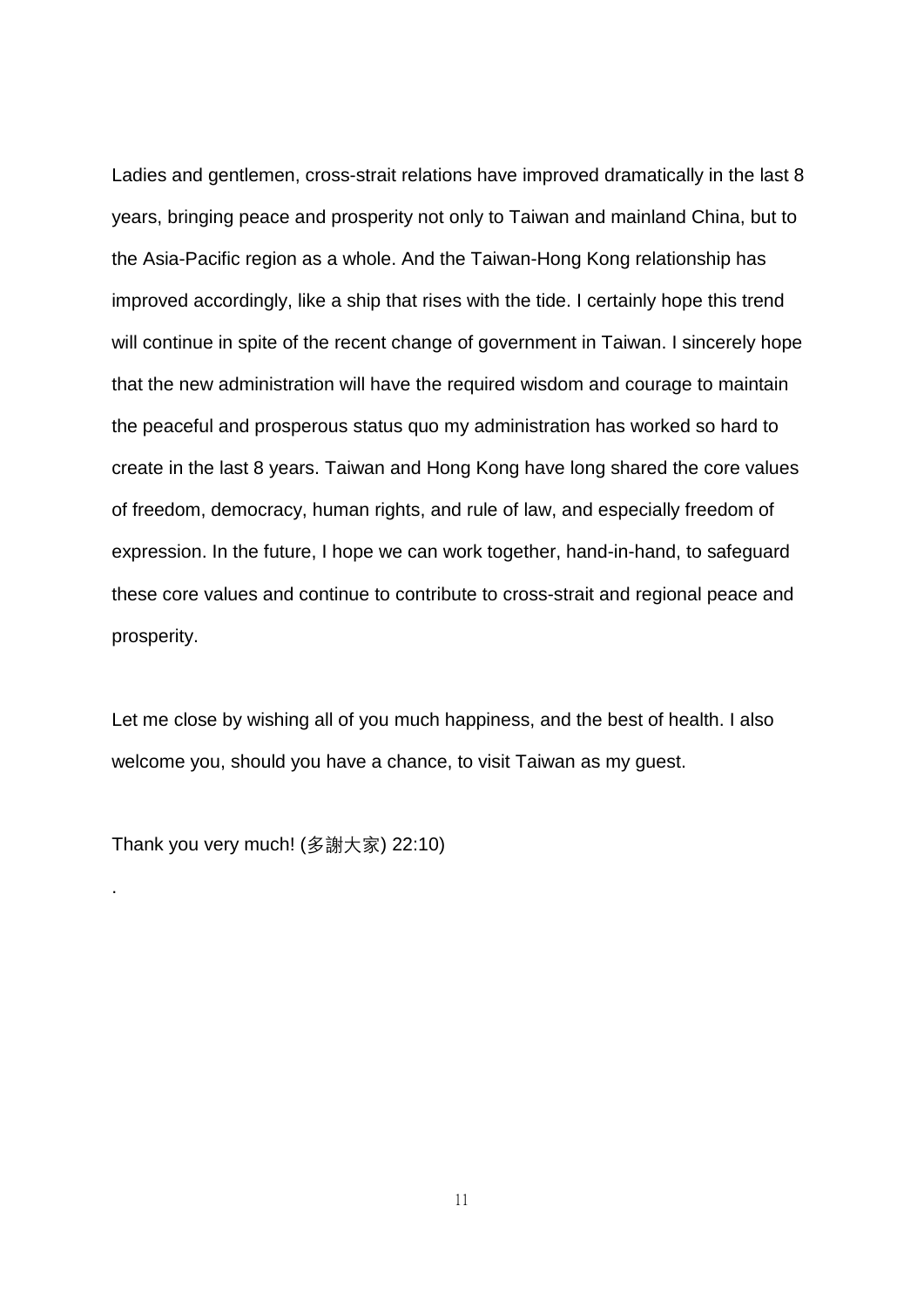Ladies and gentlemen, cross-strait relations have improved dramatically in the last 8 years, bringing peace and prosperity not only to Taiwan and mainland China, but to the Asia-Pacific region as a whole. And the Taiwan-Hong Kong relationship has improved accordingly, like a ship that rises with the tide. I certainly hope this trend will continue in spite of the recent change of government in Taiwan. I sincerely hope that the new administration will have the required wisdom and courage to maintain the peaceful and prosperous status quo my administration has worked so hard to create in the last 8 years. Taiwan and Hong Kong have long shared the core values of freedom, democracy, human rights, and rule of law, and especially freedom of expression. In the future, I hope we can work together, hand-in-hand, to safeguard these core values and continue to contribute to cross-strait and regional peace and prosperity.

Let me close by wishing all of you much happiness, and the best of health. I also welcome you, should you have a chance, to visit Taiwan as my guest.

Thank you very much! (多謝大家) 22:10)

.